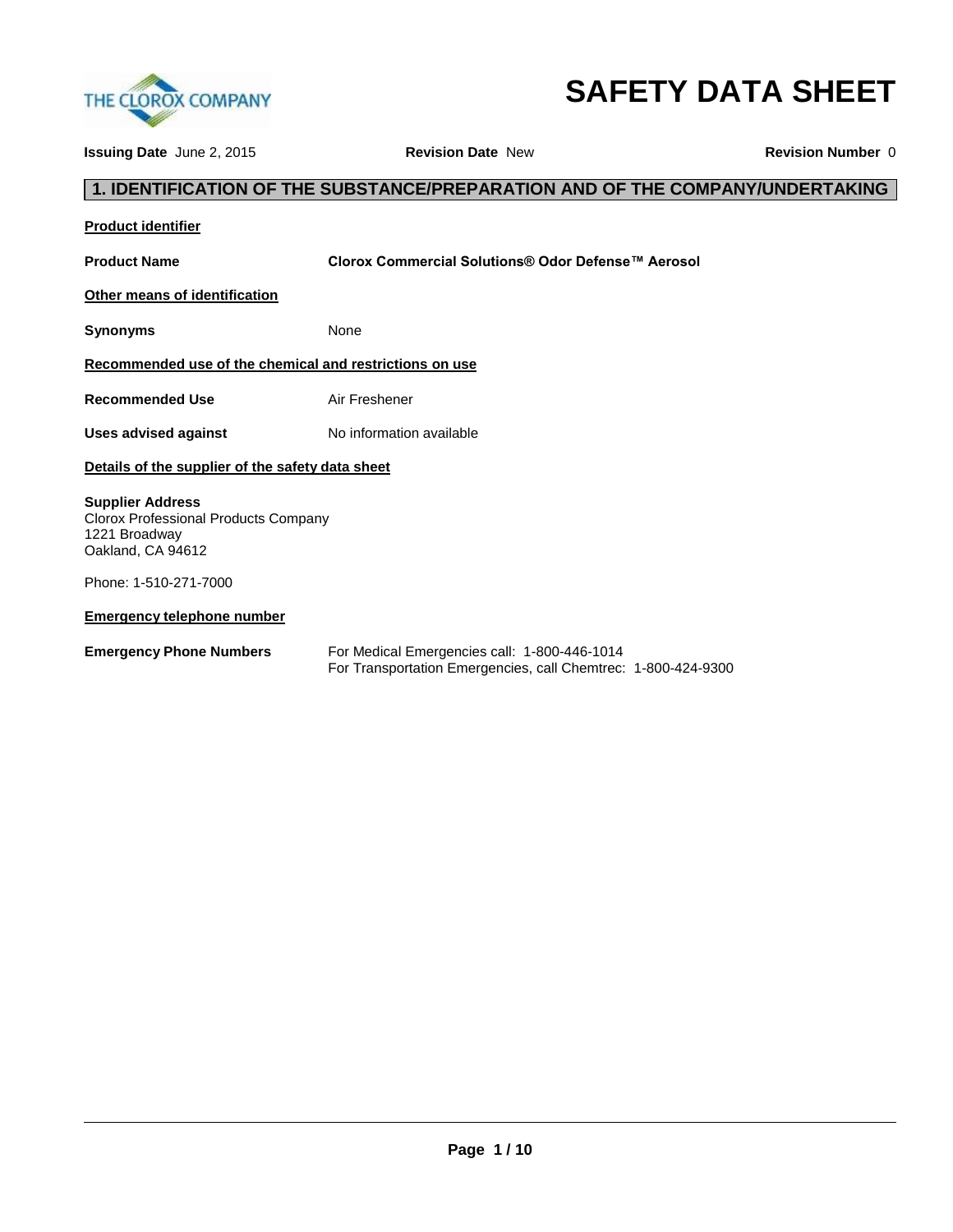# SAFETY DATA SHEET

**Issuing Date** June 2, 2015 **Revision Date** New **Revision Number** 0

## 1. IDENTIFICATION OF THE SUBSTANCE/PREPARATION AND OF THE COMPANY/UNDERTAKING

**Product identifier**

**Product Name** **Clorox Commercial Solutions® Odor Defense™ Aerosol**

**Other means of identification**

**Synonyms** None

**Recommended use of the chemical and restrictions on use**

**Recommended Use** Air Freshener

**Uses advised against** No information available

**Details of the supplier of the safety data sheet**

**Supplier Address**
Clorox Professional Products Company
1221 Broadway
Oakland, CA 94612

Phone: 1-510-271-7000

**Emergency telephone number**

**Emergency Phone Numbers**
For Medical Emergencies call: 1-800-446-1014
For Transportation Emergencies, call Chemtrec: 1-800-424-9300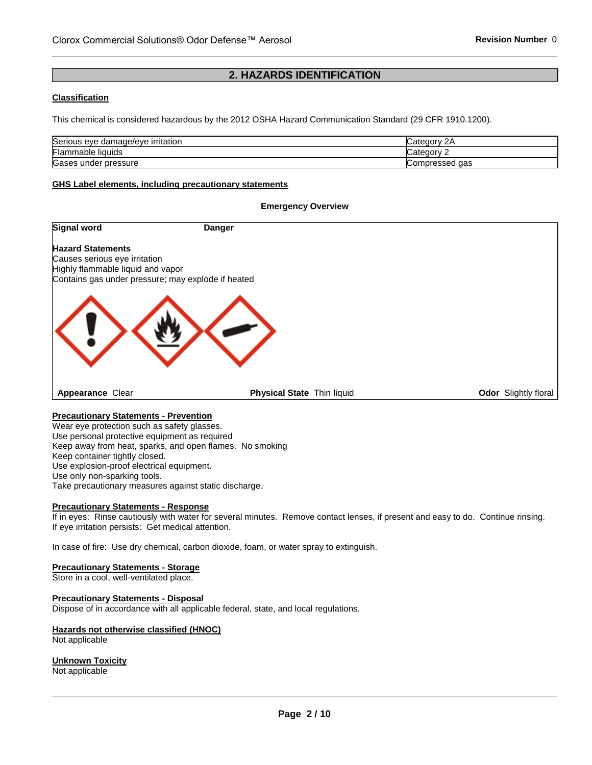## 2. HAZARDS IDENTIFICATION

**Classification**

This chemical is considered hazardous by the 2012 OSHA Hazard Communication Standard (29 CFR 1910.1200).

| | |
|---|---|
| Serious eye damage/eye irritation | Category 2A |
| Flammable liquids | Category 2 |
| Gases under pressure | Compressed gas |

**GHS Label elements, including precautionary statements**

**Emergency Overview**

**Signal word** **Danger**

**Hazard Statements**
Causes serious eye irritation
Highly flammable liquid and vapor
Contains gas under pressure; may explode if heated

| **Appearance** Clear | **Physical State** Thin liquid | **Odor** Slightly floral |
|---|---|---|

**Precautionary Statements - Prevention**
Wear eye protection such as safety glasses.
Use personal protective equipment as required
Keep away from heat, sparks, and open flames. No smoking
Keep container tightly closed.
Use explosion-proof electrical equipment.
Use only non-sparking tools.
Take precautionary measures against static discharge.

**Precautionary Statements - Response**
If in eyes: Rinse cautiously with water for several minutes. Remove contact lenses, if present and easy to do. Continue rinsing.
If eye irritation persists: Get medical attention.

In case of fire: Use dry chemical, carbon dioxide, foam, or water spray to extinguish.

**Precautionary Statements - Storage**
Store in a cool, well-ventilated place.

**Precautionary Statements - Disposal**
Dispose of in accordance with all applicable federal, state, and local regulations.

**Hazards not otherwise classified (HNOC)**
Not applicable

**Unknown Toxicity**
Not applicable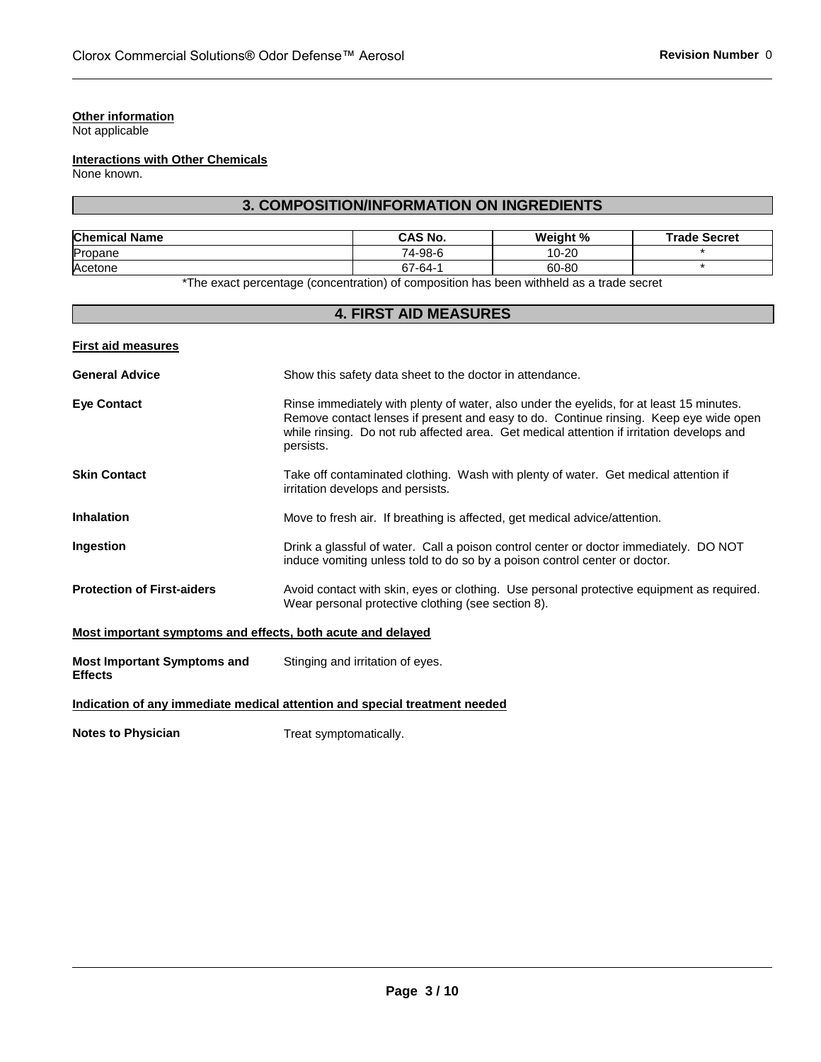**Other information**
Not applicable

**Interactions with Other Chemicals**
None known.

## 3. COMPOSITION/INFORMATION ON INGREDIENTS

| Chemical Name | CAS No. | Weight % | Trade Secret |
|---|---|---|---|
| Propane | 74-98-6 | 10-20 | * |
| Acetone | 67-64-1 | 60-80 | * |

*The exact percentage (concentration) of composition has been withheld as a trade secret

## 4. FIRST AID MEASURES

**First aid measures**

**General Advice**
Show this safety data sheet to the doctor in attendance.

**Eye Contact**
Rinse immediately with plenty of water, also under the eyelids, for at least 15 minutes. Remove contact lenses if present and easy to do. Continue rinsing. Keep eye wide open while rinsing. Do not rub affected area. Get medical attention if irritation develops and persists.

**Skin Contact**
Take off contaminated clothing. Wash with plenty of water. Get medical attention if irritation develops and persists.

**Inhalation**
Move to fresh air. If breathing is affected, get medical advice/attention.

**Ingestion**
Drink a glassful of water. Call a poison control center or doctor immediately. DO NOT induce vomiting unless told to do so by a poison control center or doctor.

**Protection of First-aiders**
Avoid contact with skin, eyes or clothing. Use personal protective equipment as required. Wear personal protective clothing (see section 8).

**Most important symptoms and effects, both acute and delayed**

**Most Important Symptoms and Effects**
Stinging and irritation of eyes.

**Indication of any immediate medical attention and special treatment needed**

**Notes to Physician**
Treat symptomatically.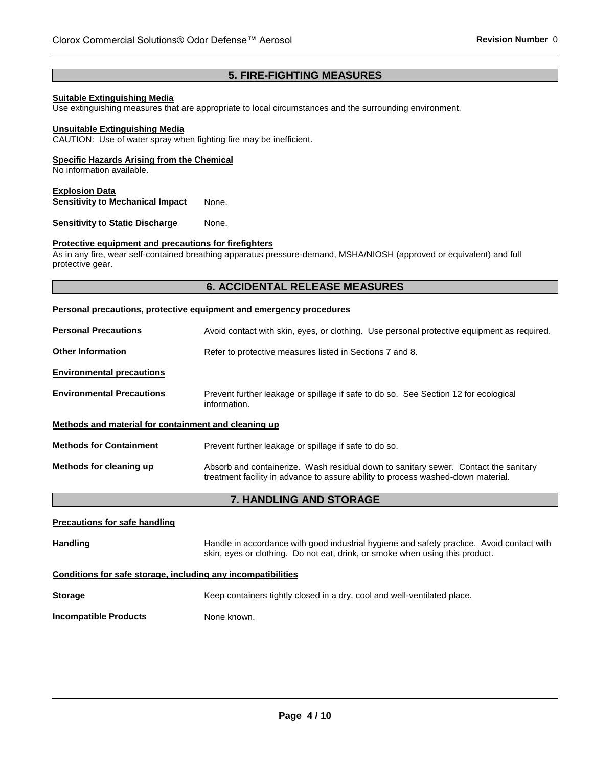## 5. FIRE-FIGHTING MEASURES

**Suitable Extinguishing Media**
Use extinguishing measures that are appropriate to local circumstances and the surrounding environment.

**Unsuitable Extinguishing Media**
CAUTION: Use of water spray when fighting fire may be inefficient.

**Specific Hazards Arising from the Chemical**
No information available.

**Explosion Data**

**Sensitivity to Mechanical Impact** None.

**Sensitivity to Static Discharge** None.

**Protective equipment and precautions for firefighters**
As in any fire, wear self-contained breathing apparatus pressure-demand, MSHA/NIOSH (approved or equivalent) and full protective gear.

## 6. ACCIDENTAL RELEASE MEASURES

**Personal precautions, protective equipment and emergency procedures**

**Personal Precautions** Avoid contact with skin, eyes, or clothing. Use personal protective equipment as required.

**Other Information** Refer to protective measures listed in Sections 7 and 8.

**Environmental precautions**

**Environmental Precautions** Prevent further leakage or spillage if safe to do so. See Section 12 for ecological information.

**Methods and material for containment and cleaning up**

**Methods for Containment** Prevent further leakage or spillage if safe to do so.

**Methods for cleaning up** Absorb and containerize. Wash residual down to sanitary sewer. Contact the sanitary treatment facility in advance to assure ability to process washed-down material.

## 7. HANDLING AND STORAGE

**Precautions for safe handling**

**Handling** Handle in accordance with good industrial hygiene and safety practice. Avoid contact with skin, eyes or clothing. Do not eat, drink, or smoke when using this product.

**Conditions for safe storage, including any incompatibilities**

**Storage** Keep containers tightly closed in a dry, cool and well-ventilated place.

**Incompatible Products** None known.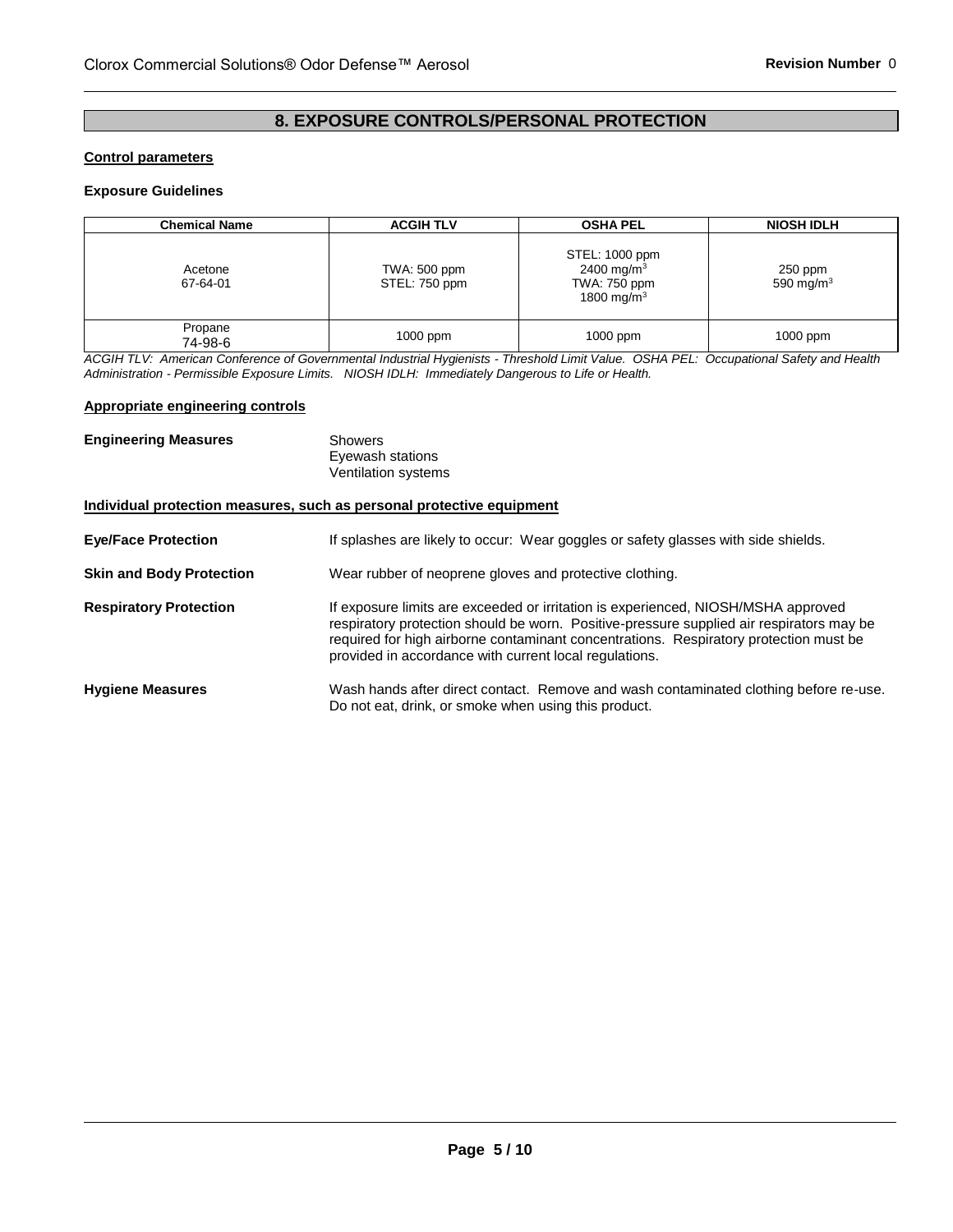## 8. EXPOSURE CONTROLS/PERSONAL PROTECTION

**Control parameters**

**Exposure Guidelines**

| Chemical Name | ACGIH TLV | OSHA PEL | NIOSH IDLH |
|---|---|---|---|
| Acetone<br>67-64-01 | TWA: 500 ppm<br>STEL: 750 ppm | STEL: 1000 ppm<br>2400 mg/m$^3$<br>TWA: 750 ppm<br>1800 mg/m$^3$ | 250 ppm<br>590 mg/m$^3$ |
| Propane<br>74-98-6 | 1000 ppm | 1000 ppm | 1000 ppm |

*ACGIH TLV: American Conference of Governmental Industrial Hygienists - Threshold Limit Value. OSHA PEL: Occupational Safety and Health Administration - Permissible Exposure Limits. NIOSH IDLH: Immediately Dangerous to Life or Health.*

**Appropriate engineering controls**

**Engineering Measures**
Showers
Eyewash stations
Ventilation systems

**Individual protection measures, such as personal protective equipment**

**Eye/Face Protection** If splashes are likely to occur: Wear goggles or safety glasses with side shields.

**Skin and Body Protection** Wear rubber of neoprene gloves and protective clothing.

**Respiratory Protection** If exposure limits are exceeded or irritation is experienced, NIOSH/MSHA approved respiratory protection should be worn. Positive-pressure supplied air respirators may be required for high airborne contaminant concentrations. Respiratory protection must be provided in accordance with current local regulations.

**Hygiene Measures** Wash hands after direct contact. Remove and wash contaminated clothing before re-use. Do not eat, drink, or smoke when using this product.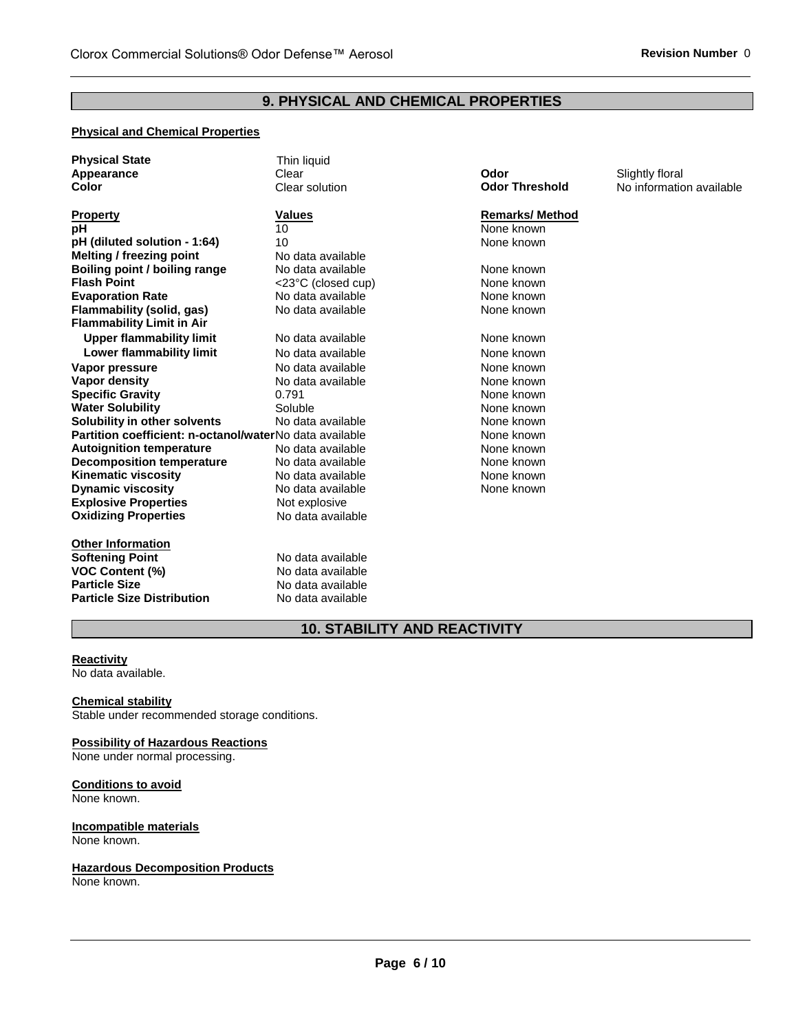## 9. PHYSICAL AND CHEMICAL PROPERTIES

**Physical and Chemical Properties**

| | | | |
|---|---|---|---|
| **Physical State** | Thin liquid | | |
| **Appearance** | Clear | **Odor** | Slightly floral |
| **Color** | Clear solution | **Odor Threshold** | No information available |

| **Property** | **Values** | **Remarks/ Method** |
|---|---|---|
| **pH** | 10 | None known |
| **pH (diluted solution - 1:64)** | 10 | None known |
| **Melting / freezing point** | No data available | |
| **Boiling point / boiling range** | No data available | None known |
| **Flash Point** | <23°C (closed cup) | None known |
| **Evaporation Rate** | No data available | None known |
| **Flammability (solid, gas)** | No data available | None known |
| **Flammability Limit in Air** | | |
| **Upper flammability limit** | No data available | None known |
| **Lower flammability limit** | No data available | None known |
| **Vapor pressure** | No data available | None known |
| **Vapor density** | No data available | None known |
| **Specific Gravity** | 0.791 | None known |
| **Water Solubility** | Soluble | None known |
| **Solubility in other solvents** | No data available | None known |
| **Partition coefficient: n-octanol/water** | No data available | None known |
| **Autoignition temperature** | No data available | None known |
| **Decomposition temperature** | No data available | None known |
| **Kinematic viscosity** | No data available | None known |
| **Dynamic viscosity** | No data available | None known |
| **Explosive Properties** | Not explosive | |
| **Oxidizing Properties** | No data available | |

**Other Information**

| | |
|---|---|
| **Softening Point** | No data available |
| **VOC Content (%)** | No data available |
| **Particle Size** | No data available |
| **Particle Size Distribution** | No data available |

## 10. STABILITY AND REACTIVITY

**Reactivity**
No data available.

**Chemical stability**
Stable under recommended storage conditions.

**Possibility of Hazardous Reactions**
None under normal processing.

**Conditions to avoid**
None known.

**Incompatible materials**
None known.

**Hazardous Decomposition Products**
None known.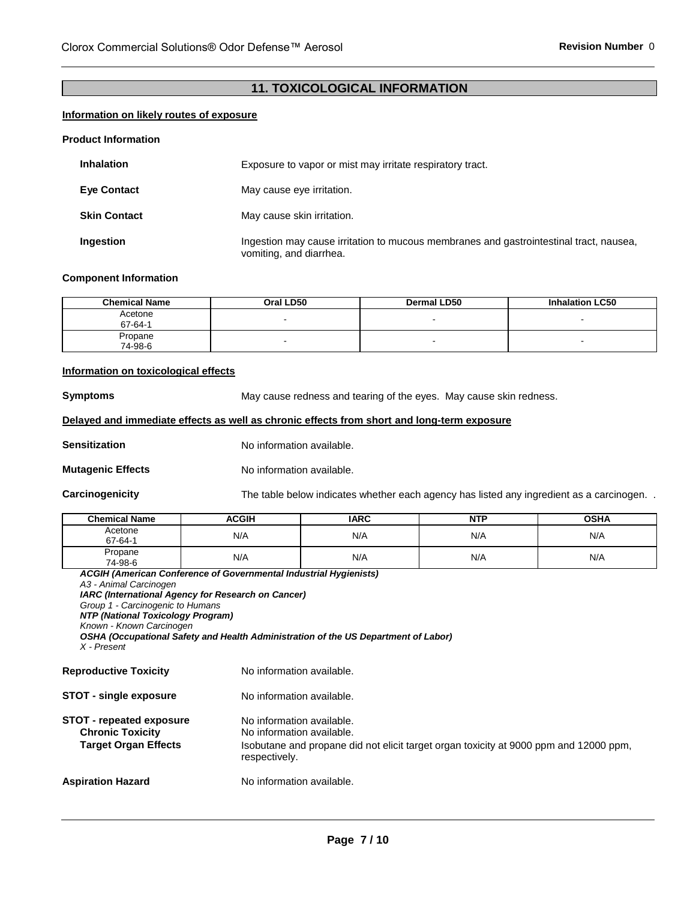## 11. TOXICOLOGICAL INFORMATION

**Information on likely routes of exposure**

**Product Information**

**Inhalation** Exposure to vapor or mist may irritate respiratory tract.

**Eye Contact** May cause eye irritation.

**Skin Contact** May cause skin irritation.

**Ingestion** Ingestion may cause irritation to mucous membranes and gastrointestinal tract, nausea, vomiting, and diarrhea.

**Component Information**

| Chemical Name | Oral LD50 | Dermal LD50 | Inhalation LC50 |
|---|---|---|---|
| Acetone<br>67-64-1 | - | - | - |
| Propane<br>74-98-6 | - | - | - |

**Information on toxicological effects**

**Symptoms** May cause redness and tearing of the eyes. May cause skin redness.

**Delayed and immediate effects as well as chronic effects from short and long-term exposure**

**Sensitization** No information available.

**Mutagenic Effects** No information available.

**Carcinogenicity** The table below indicates whether each agency has listed any ingredient as a carcinogen. .

| Chemical Name | ACGIH | IARC | NTP | OSHA |
|---|---|---|---|---|
| Acetone<br>67-64-1 | N/A | N/A | N/A | N/A |
| Propane<br>74-98-6 | N/A | N/A | N/A | N/A |

***ACGIH (American Conference of Governmental Industrial Hygienists)***
*A3 - Animal Carcinogen*
***IARC (International Agency for Research on Cancer)***
*Group 1 - Carcinogenic to Humans*
***NTP (National Toxicology Program)***
*Known - Known Carcinogen*
***OSHA (Occupational Safety and Health Administration of the US Department of Labor)***
*X - Present*

**Reproductive Toxicity** No information available.

**STOT - single exposure** No information available.

**STOT - repeated exposure** No information available.
**Chronic Toxicity** No information available.
**Target Organ Effects** Isobutane and propane did not elicit target organ toxicity at 9000 ppm and 12000 ppm, respectively.

**Aspiration Hazard** No information available.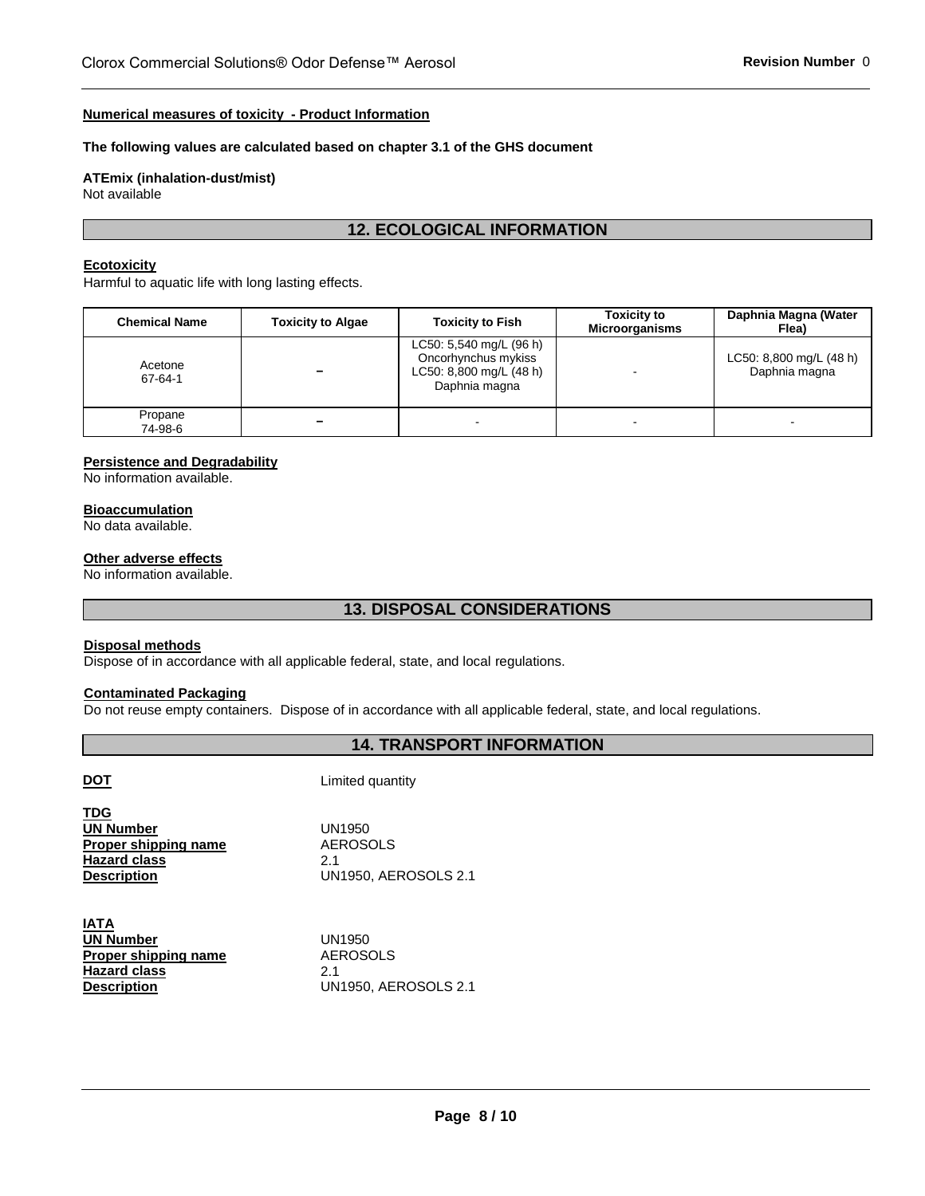**Numerical measures of toxicity - Product Information**

**The following values are calculated based on chapter 3.1 of the GHS document**

**ATEmix (inhalation-dust/mist)**
Not available

## 12. ECOLOGICAL INFORMATION

**Ecotoxicity**
Harmful to aquatic life with long lasting effects.

| Chemical Name | Toxicity to Algae | Toxicity to Fish | Toxicity to Microorganisms | Daphnia Magna (Water Flea) |
|---|---|---|---|---|
| Acetone<br>67-64-1 | – | LC50: 5,540 mg/L (96 h) Oncorhynchus mykiss<br>LC50: 8,800 mg/L (48 h) Daphnia magna | - | LC50: 8,800 mg/L (48 h) Daphnia magna |
| Propane<br>74-98-6 | – | - | - | - |

**Persistence and Degradability**
No information available.

**Bioaccumulation**
No data available.

**Other adverse effects**
No information available.

## 13. DISPOSAL CONSIDERATIONS

**Disposal methods**
Dispose of in accordance with all applicable federal, state, and local regulations.

**Contaminated Packaging**
Do not reuse empty containers. Dispose of in accordance with all applicable federal, state, and local regulations.

## 14. TRANSPORT INFORMATION

**DOT** Limited quantity

**TDG**
**UN Number** UN1950
**Proper shipping name** AEROSOLS
**Hazard class** 2.1
**Description** UN1950, AEROSOLS 2.1

**IATA**
**UN Number** UN1950
**Proper shipping name** AEROSOLS
**Hazard class** 2.1
**Description** UN1950, AEROSOLS 2.1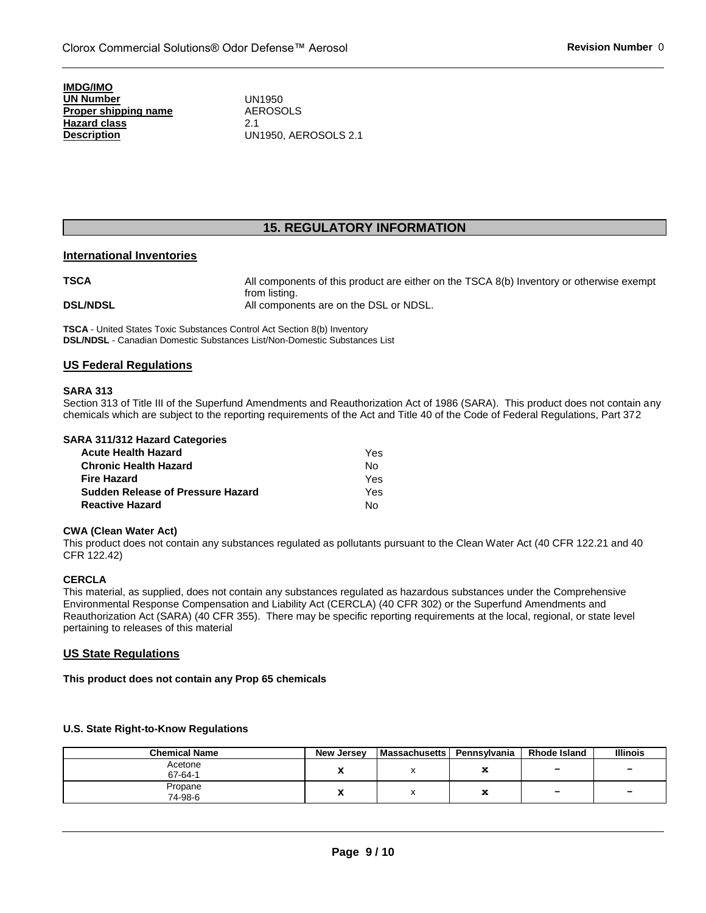**IMDG/IMO**

| | |
|---|---|
| **UN Number** | UN1950 |
| **Proper shipping name** | AEROSOLS |
| **Hazard class** | 2.1 |
| **Description** | UN1950, AEROSOLS 2.1 |

## 15. REGULATORY INFORMATION

### International Inventories

**TSCA** All components of this product are either on the TSCA 8(b) Inventory or otherwise exempt from listing.

**DSL/NDSL** All components are on the DSL or NDSL.

**TSCA** - United States Toxic Substances Control Act Section 8(b) Inventory
**DSL/NDSL** - Canadian Domestic Substances List/Non-Domestic Substances List

### US Federal Regulations

**SARA 313**
Section 313 of Title III of the Superfund Amendments and Reauthorization Act of 1986 (SARA). This product does not contain any chemicals which are subject to the reporting requirements of the Act and Title 40 of the Code of Federal Regulations, Part 372

**SARA 311/312 Hazard Categories**

| | |
|---|---|
| **Acute Health Hazard** | Yes |
| **Chronic Health Hazard** | No |
| **Fire Hazard** | Yes |
| **Sudden Release of Pressure Hazard** | Yes |
| **Reactive Hazard** | No |

**CWA (Clean Water Act)**
This product does not contain any substances regulated as pollutants pursuant to the Clean Water Act (40 CFR 122.21 and 40 CFR 122.42)

**CERCLA**
This material, as supplied, does not contain any substances regulated as hazardous substances under the Comprehensive Environmental Response Compensation and Liability Act (CERCLA) (40 CFR 302) or the Superfund Amendments and Reauthorization Act (SARA) (40 CFR 355). There may be specific reporting requirements at the local, regional, or state level pertaining to releases of this material

### US State Regulations

**This product does not contain any Prop 65 chemicals**

**U.S. State Right-to-Know Regulations**

| Chemical Name | New Jersey | Massachusetts | Pennsylvania | Rhode Island | Illinois |
|---|---|---|---|---|---|
| Acetone<br>67-64-1 | X | x | x | - | - |
| Propane<br>74-98-6 | X | x | x | - | - |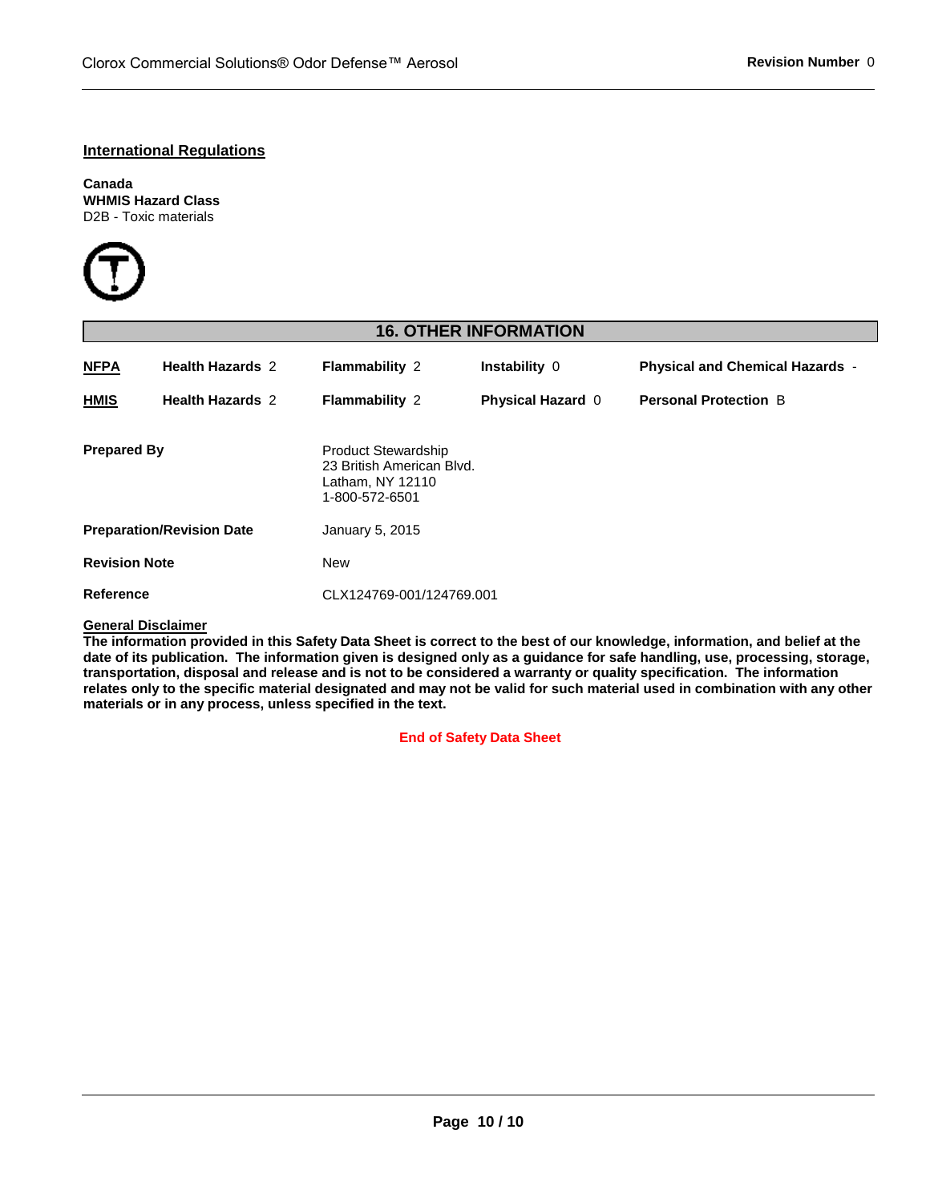**International Regulations**

**Canada**
**WHMIS Hazard Class**
D2B - Toxic materials

## 16. OTHER INFORMATION

| | | | | |
|---|---|---|---|---|
| **NFPA** | **Health Hazards** 2 | **Flammability** 2 | **Instability** 0 | **Physical and Chemical Hazards** - |
| **HMIS** | **Health Hazards** 2 | **Flammability** 2 | **Physical Hazard** 0 | **Personal Protection** B |

**Prepared By**
Product Stewardship
23 British American Blvd.
Latham, NY 12110
1-800-572-6501

**Preparation/Revision Date** January 5, 2015

**Revision Note** New

**Reference** CLX124769-001/124769.001

**General Disclaimer**
**The information provided in this Safety Data Sheet is correct to the best of our knowledge, information, and belief at the date of its publication. The information given is designed only as a guidance for safe handling, use, processing, storage, transportation, disposal and release and is not to be considered a warranty or quality specification. The information relates only to the specific material designated and may not be valid for such material used in combination with any other materials or in any process, unless specified in the text.**

**End of Safety Data Sheet**